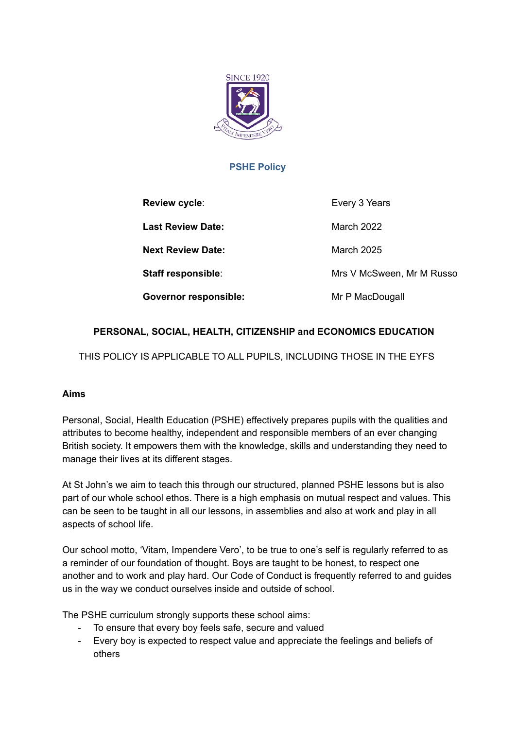# PSHE Policy

| | |
|---|---|
| **Review cycle**: | Every 3 Years |
| **Last Review Date:** | March 2022 |
| **Next Review Date:** | March 2025 |
| **Staff responsible**: | Mrs V McSween, Mr M Russo |
| **Governor responsible:** | Mr P MacDougall |

## PERSONAL, SOCIAL, HEALTH, CITIZENSHIP and ECONOMICS EDUCATION

THIS POLICY IS APPLICABLE TO ALL PUPILS, INCLUDING THOSE IN THE EYFS

### Aims

Personal, Social, Health Education (PSHE) effectively prepares pupils with the qualities and attributes to become healthy, independent and responsible members of an ever changing British society. It empowers them with the knowledge, skills and understanding they need to manage their lives at its different stages.

At St John's we aim to teach this through our structured, planned PSHE lessons but is also part of our whole school ethos. There is a high emphasis on mutual respect and values. This can be seen to be taught in all our lessons, in assemblies and also at work and play in all aspects of school life.

Our school motto, 'Vitam, Impendere Vero', to be true to one's self is regularly referred to as a reminder of our foundation of thought. Boys are taught to be honest, to respect one another and to work and play hard. Our Code of Conduct is frequently referred to and guides us in the way we conduct ourselves inside and outside of school.

The PSHE curriculum strongly supports these school aims:

- To ensure that every boy feels safe, secure and valued
- Every boy is expected to respect value and appreciate the feelings and beliefs of others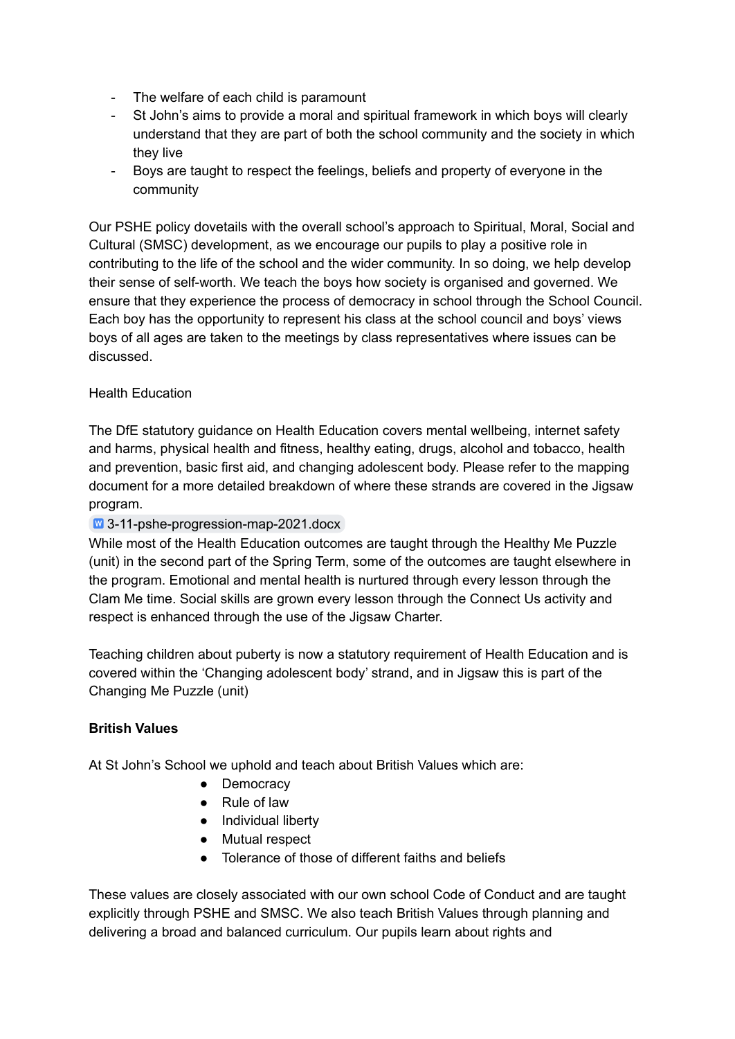- The welfare of each child is paramount
- St John's aims to provide a moral and spiritual framework in which boys will clearly understand that they are part of both the school community and the society in which they live
- Boys are taught to respect the feelings, beliefs and property of everyone in the community

Our PSHE policy dovetails with the overall school's approach to Spiritual, Moral, Social and Cultural (SMSC) development, as we encourage our pupils to play a positive role in contributing to the life of the school and the wider community. In so doing, we help develop their sense of self-worth. We teach the boys how society is organised and governed. We ensure that they experience the process of democracy in school through the School Council. Each boy has the opportunity to represent his class at the school council and boys' views boys of all ages are taken to the meetings by class representatives where issues can be discussed.

Health Education

The DfE statutory guidance on Health Education covers mental wellbeing, internet safety and harms, physical health and fitness, healthy eating, drugs, alcohol and tobacco, health and prevention, basic first aid, and changing adolescent body. Please refer to the mapping document for a more detailed breakdown of where these strands are covered in the Jigsaw program.

3-11-pshe-progression-map-2021.docx

While most of the Health Education outcomes are taught through the Healthy Me Puzzle (unit) in the second part of the Spring Term, some of the outcomes are taught elsewhere in the program. Emotional and mental health is nurtured through every lesson through the Clam Me time. Social skills are grown every lesson through the Connect Us activity and respect is enhanced through the use of the Jigsaw Charter.

Teaching children about puberty is now a statutory requirement of Health Education and is covered within the 'Changing adolescent body' strand, and in Jigsaw this is part of the Changing Me Puzzle (unit)

**British Values**

At St John's School we uphold and teach about British Values which are:

- Democracy
- Rule of law
- Individual liberty
- Mutual respect
- Tolerance of those of different faiths and beliefs

These values are closely associated with our own school Code of Conduct and are taught explicitly through PSHE and SMSC. We also teach British Values through planning and delivering a broad and balanced curriculum. Our pupils learn about rights and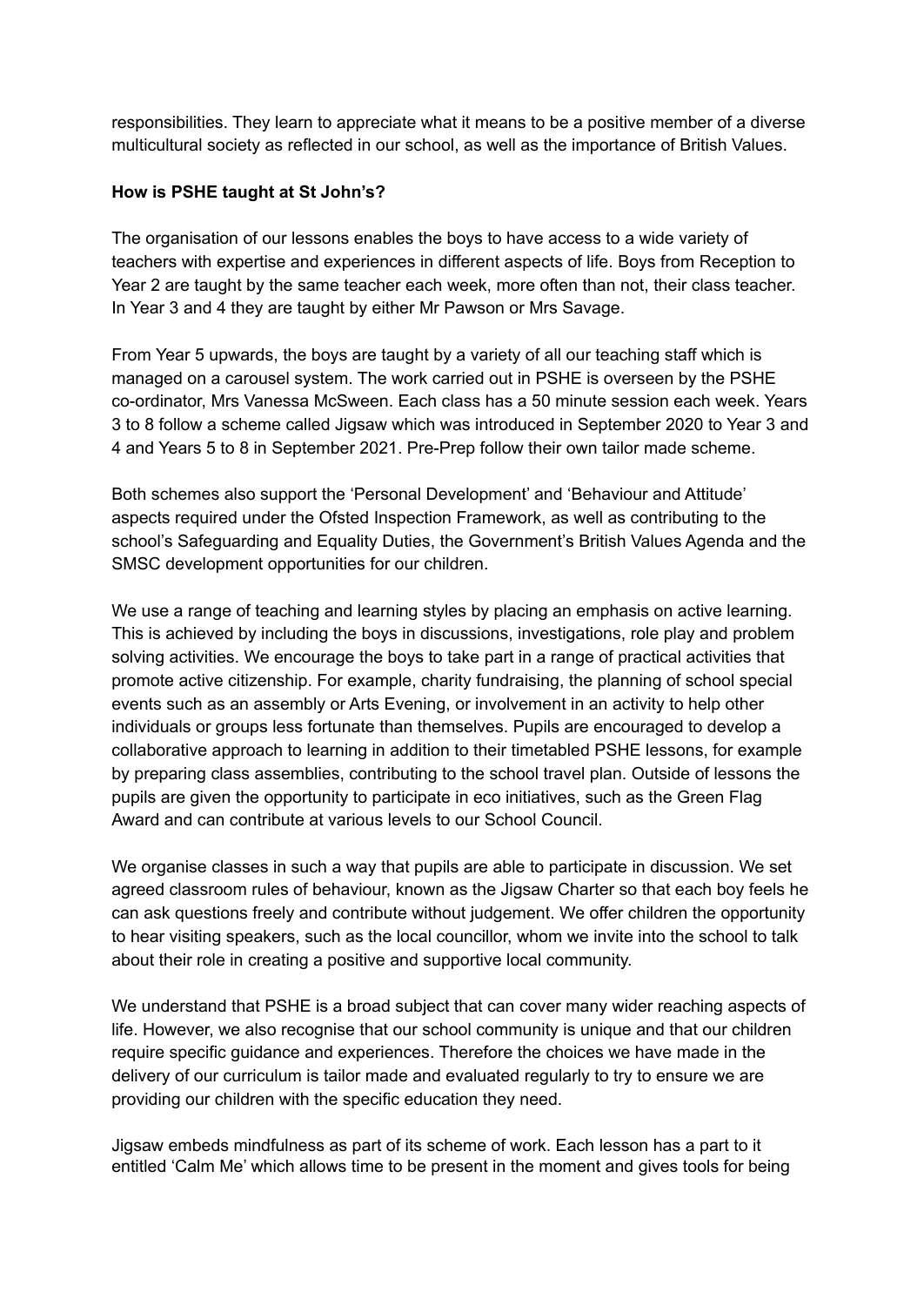responsibilities. They learn to appreciate what it means to be a positive member of a diverse multicultural society as reflected in our school, as well as the importance of British Values.

**How is PSHE taught at St John's?**

The organisation of our lessons enables the boys to have access to a wide variety of teachers with expertise and experiences in different aspects of life. Boys from Reception to Year 2 are taught by the same teacher each week, more often than not, their class teacher. In Year 3 and 4 they are taught by either Mr Pawson or Mrs Savage.

From Year 5 upwards, the boys are taught by a variety of all our teaching staff which is managed on a carousel system. The work carried out in PSHE is overseen by the PSHE co-ordinator, Mrs Vanessa McSween. Each class has a 50 minute session each week. Years 3 to 8 follow a scheme called Jigsaw which was introduced in September 2020 to Year 3 and 4 and Years 5 to 8 in September 2021. Pre-Prep follow their own tailor made scheme.

Both schemes also support the 'Personal Development' and 'Behaviour and Attitude' aspects required under the Ofsted Inspection Framework, as well as contributing to the school's Safeguarding and Equality Duties, the Government's British Values Agenda and the SMSC development opportunities for our children.

We use a range of teaching and learning styles by placing an emphasis on active learning. This is achieved by including the boys in discussions, investigations, role play and problem solving activities. We encourage the boys to take part in a range of practical activities that promote active citizenship. For example, charity fundraising, the planning of school special events such as an assembly or Arts Evening, or involvement in an activity to help other individuals or groups less fortunate than themselves. Pupils are encouraged to develop a collaborative approach to learning in addition to their timetabled PSHE lessons, for example by preparing class assemblies, contributing to the school travel plan. Outside of lessons the pupils are given the opportunity to participate in eco initiatives, such as the Green Flag Award and can contribute at various levels to our School Council.

We organise classes in such a way that pupils are able to participate in discussion. We set agreed classroom rules of behaviour, known as the Jigsaw Charter so that each boy feels he can ask questions freely and contribute without judgement. We offer children the opportunity to hear visiting speakers, such as the local councillor, whom we invite into the school to talk about their role in creating a positive and supportive local community.

We understand that PSHE is a broad subject that can cover many wider reaching aspects of life. However, we also recognise that our school community is unique and that our children require specific guidance and experiences. Therefore the choices we have made in the delivery of our curriculum is tailor made and evaluated regularly to try to ensure we are providing our children with the specific education they need.

Jigsaw embeds mindfulness as part of its scheme of work. Each lesson has a part to it entitled 'Calm Me' which allows time to be present in the moment and gives tools for being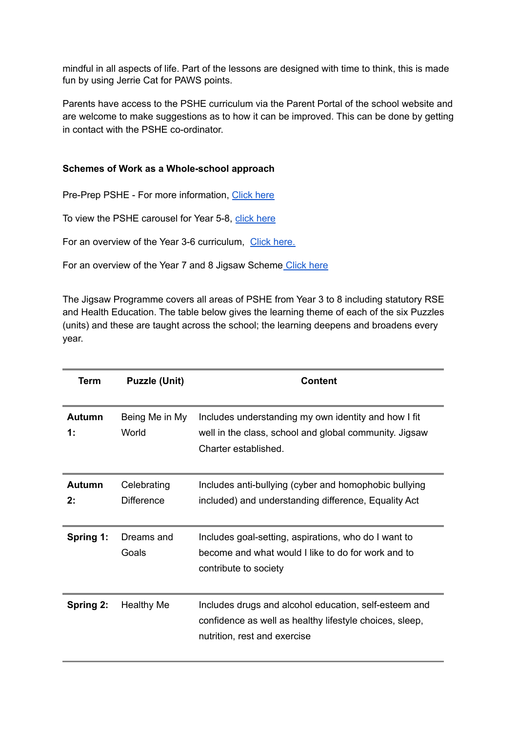mindful in all aspects of life. Part of the lessons are designed with time to think, this is made fun by using Jerrie Cat for PAWS points.

Parents have access to the PSHE curriculum via the Parent Portal of the school website and are welcome to make suggestions as to how it can be improved. This can be done by getting in contact with the PSHE co-ordinator.

**Schemes of Work as a Whole-school approach**

Pre-Prep PSHE - For more information, Click here

To view the PSHE carousel for Year 5-8, click here

For an overview of the Year 3-6 curriculum, Click here.

For an overview of the Year 7 and 8 Jigsaw Scheme Click here

The Jigsaw Programme covers all areas of PSHE from Year 3 to 8 including statutory RSE and Health Education. The table below gives the learning theme of each of the six Puzzles (units) and these are taught across the school; the learning deepens and broadens every year.

| Term | Puzzle (Unit) | Content |
|---|---|---|
| **Autumn 1:** | Being Me in My World | Includes understanding my own identity and how I fit well in the class, school and global community. Jigsaw Charter established. |
| **Autumn 2:** | Celebrating Difference | Includes anti-bullying (cyber and homophobic bullying included) and understanding difference, Equality Act |
| **Spring 1:** | Dreams and Goals | Includes goal-setting, aspirations, who do I want to become and what would I like to do for work and to contribute to society |
| **Spring 2:** | Healthy Me | Includes drugs and alcohol education, self-esteem and confidence as well as healthy lifestyle choices, sleep, nutrition, rest and exercise |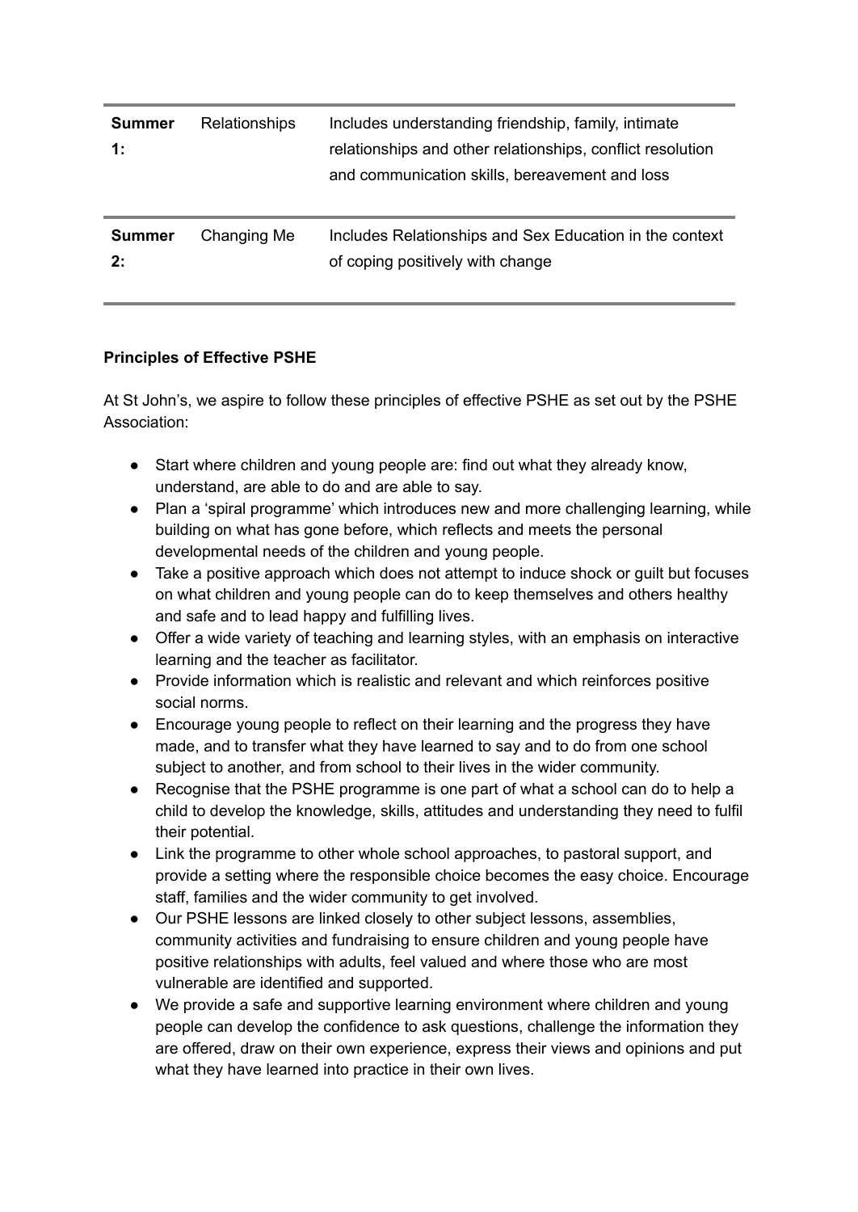| | | |
|---|---|---|
| **Summer 1:** | Relationships | Includes understanding friendship, family, intimate relationships and other relationships, conflict resolution and communication skills, bereavement and loss |
| **Summer 2:** | Changing Me | Includes Relationships and Sex Education in the context of coping positively with change |

**Principles of Effective PSHE**

At St John's, we aspire to follow these principles of effective PSHE as set out by the PSHE Association:

- Start where children and young people are: find out what they already know, understand, are able to do and are able to say.
- Plan a 'spiral programme' which introduces new and more challenging learning, while building on what has gone before, which reflects and meets the personal developmental needs of the children and young people.
- Take a positive approach which does not attempt to induce shock or guilt but focuses on what children and young people can do to keep themselves and others healthy and safe and to lead happy and fulfilling lives.
- Offer a wide variety of teaching and learning styles, with an emphasis on interactive learning and the teacher as facilitator.
- Provide information which is realistic and relevant and which reinforces positive social norms.
- Encourage young people to reflect on their learning and the progress they have made, and to transfer what they have learned to say and to do from one school subject to another, and from school to their lives in the wider community.
- Recognise that the PSHE programme is one part of what a school can do to help a child to develop the knowledge, skills, attitudes and understanding they need to fulfil their potential.
- Link the programme to other whole school approaches, to pastoral support, and provide a setting where the responsible choice becomes the easy choice. Encourage staff, families and the wider community to get involved.
- Our PSHE lessons are linked closely to other subject lessons, assemblies, community activities and fundraising to ensure children and young people have positive relationships with adults, feel valued and where those who are most vulnerable are identified and supported.
- We provide a safe and supportive learning environment where children and young people can develop the confidence to ask questions, challenge the information they are offered, draw on their own experience, express their views and opinions and put what they have learned into practice in their own lives.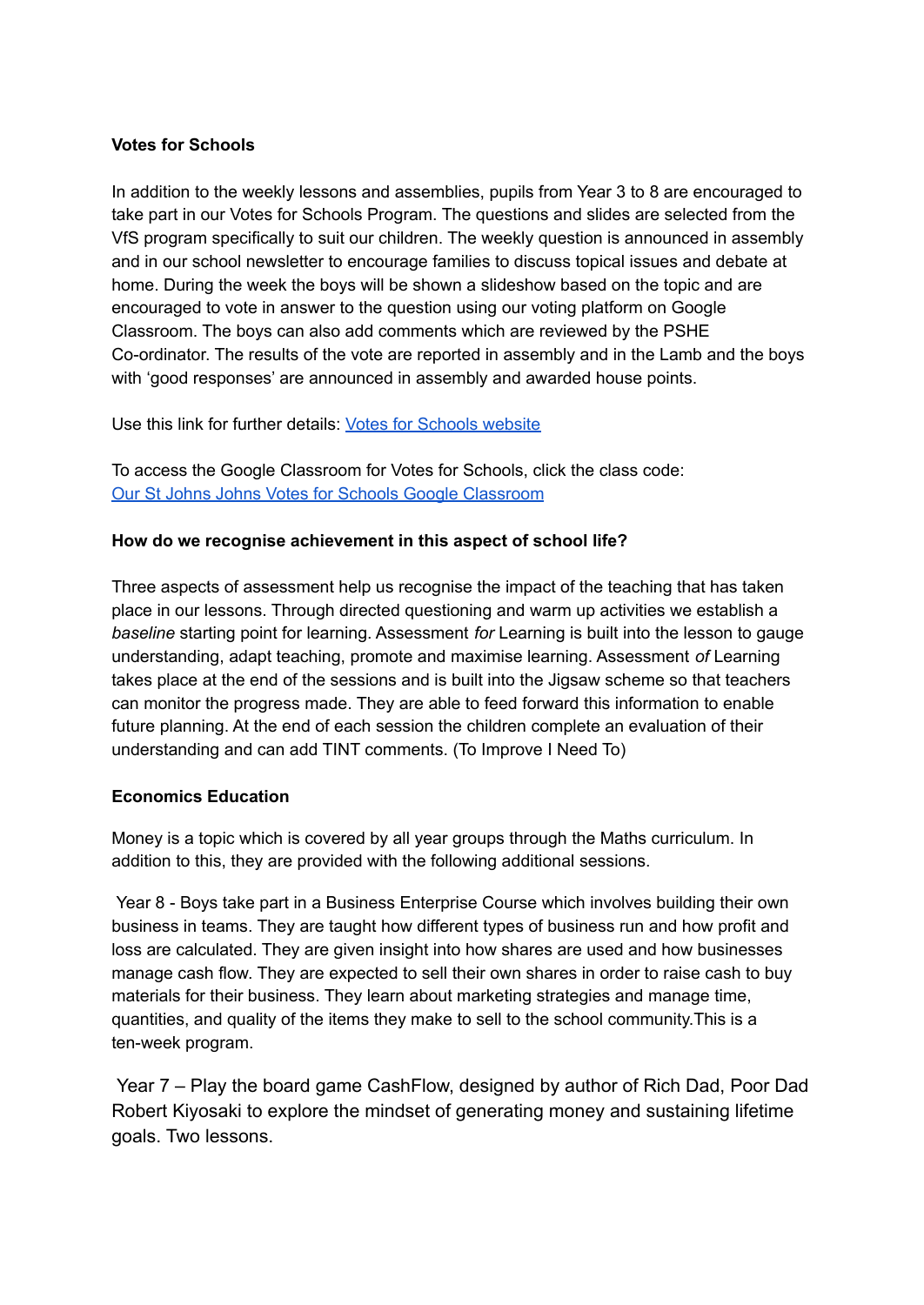**Votes for Schools**

In addition to the weekly lessons and assemblies, pupils from Year 3 to 8 are encouraged to take part in our Votes for Schools Program. The questions and slides are selected from the VfS program specifically to suit our children. The weekly question is announced in assembly and in our school newsletter to encourage families to discuss topical issues and debate at home. During the week the boys will be shown a slideshow based on the topic and are encouraged to vote in answer to the question using our voting platform on Google Classroom. The boys can also add comments which are reviewed by the PSHE Co-ordinator. The results of the vote are reported in assembly and in the Lamb and the boys with 'good responses' are announced in assembly and awarded house points.

Use this link for further details: [Votes for Schools website]

To access the Google Classroom for Votes for Schools, click the class code: [Our St Johns Johns Votes for Schools Google Classroom]

**How do we recognise achievement in this aspect of school life?**

Three aspects of assessment help us recognise the impact of the teaching that has taken place in our lessons. Through directed questioning and warm up activities we establish a *baseline* starting point for learning. Assessment *for* Learning is built into the lesson to gauge understanding, adapt teaching, promote and maximise learning. Assessment *of* Learning takes place at the end of the sessions and is built into the Jigsaw scheme so that teachers can monitor the progress made. They are able to feed forward this information to enable future planning. At the end of each session the children complete an evaluation of their understanding and can add TINT comments. (To Improve I Need To)

**Economics Education**

Money is a topic which is covered by all year groups through the Maths curriculum. In addition to this, they are provided with the following additional sessions.

Year 8 - Boys take part in a Business Enterprise Course which involves building their own business in teams. They are taught how different types of business run and how profit and loss are calculated. They are given insight into how shares are used and how businesses manage cash flow. They are expected to sell their own shares in order to raise cash to buy materials for their business. They learn about marketing strategies and manage time, quantities, and quality of the items they make to sell to the school community.This is a ten-week program.

Year 7 – Play the board game CashFlow, designed by author of Rich Dad, Poor Dad Robert Kiyosaki to explore the mindset of generating money and sustaining lifetime goals. Two lessons.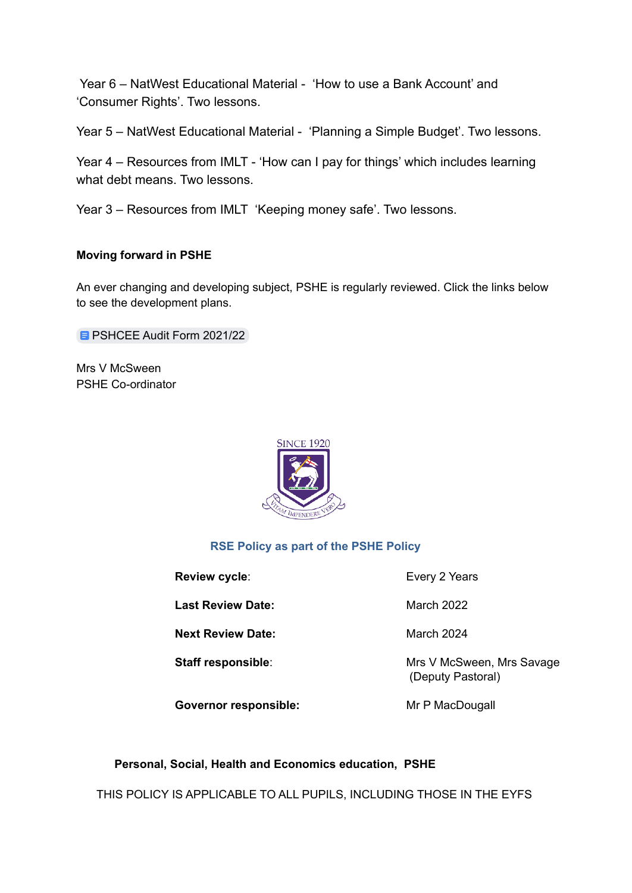Year 6 – NatWest Educational Material - 'How to use a Bank Account' and 'Consumer Rights'. Two lessons.

Year 5 – NatWest Educational Material - 'Planning a Simple Budget'. Two lessons.

Year 4 – Resources from IMLT - 'How can I pay for things' which includes learning what debt means. Two lessons.

Year 3 – Resources from IMLT 'Keeping money safe'. Two lessons.

**Moving forward in PSHE**

An ever changing and developing subject, PSHE is regularly reviewed. Click the links below to see the development plans.

PSHCEE Audit Form 2021/22

Mrs V McSween
PSHE Co-ordinator

SINCE 1920

VITAM IMPENDERE VERO

## RSE Policy as part of the PSHE Policy

| | |
|---|---|
| **Review cycle**: | Every 2 Years |
| **Last Review Date:** | March 2022 |
| **Next Review Date:** | March 2024 |
| **Staff responsible**: | Mrs V McSween, Mrs Savage (Deputy Pastoral) |
| **Governor responsible:** | Mr P MacDougall |

**Personal, Social, Health and Economics education, PSHE**

THIS POLICY IS APPLICABLE TO ALL PUPILS, INCLUDING THOSE IN THE EYFS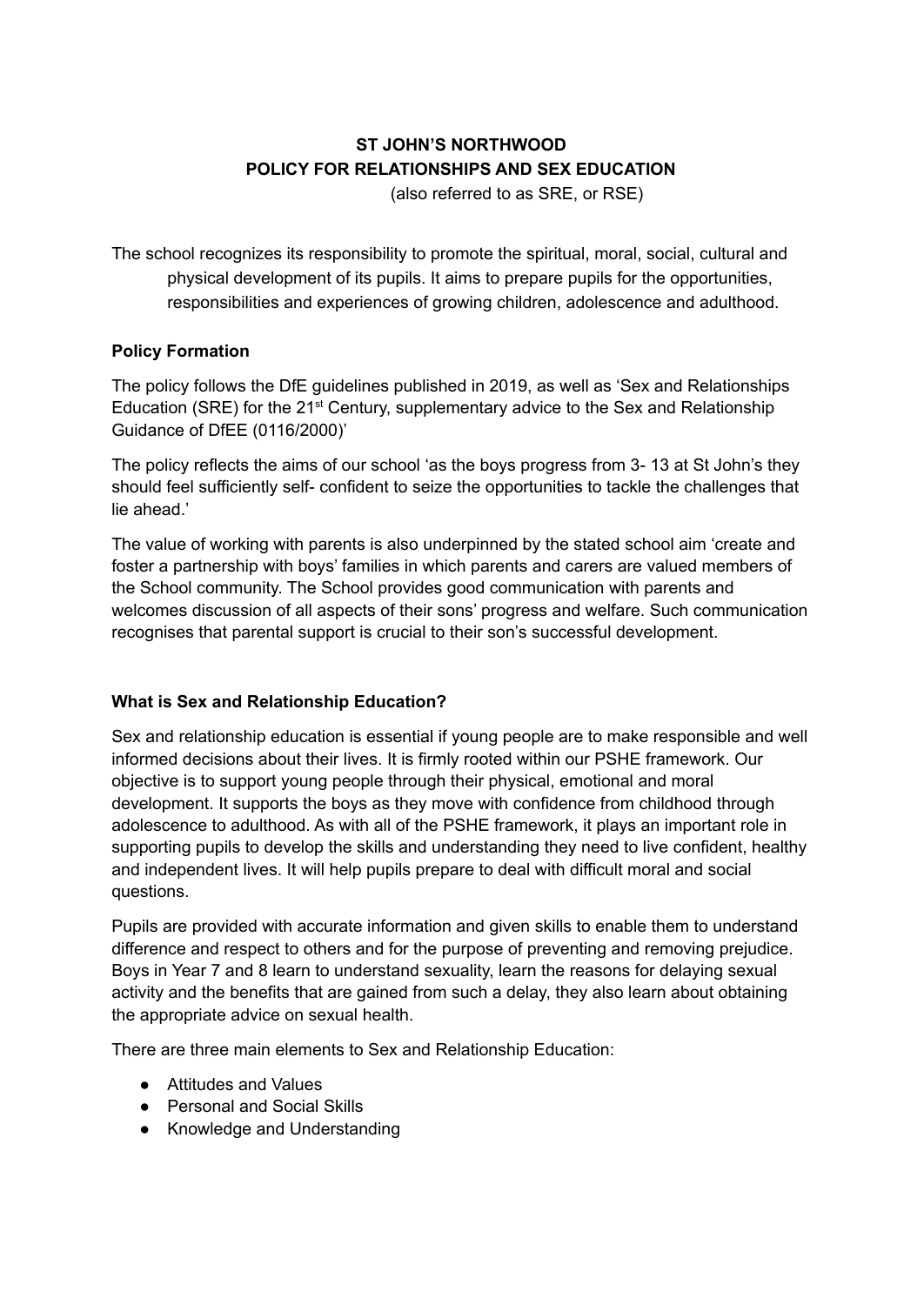**ST JOHN'S NORTHWOOD**
**POLICY FOR RELATIONSHIPS AND SEX EDUCATION**
(also referred to as SRE, or RSE)

The school recognizes its responsibility to promote the spiritual, moral, social, cultural and physical development of its pupils. It aims to prepare pupils for the opportunities, responsibilities and experiences of growing children, adolescence and adulthood.

**Policy Formation**

The policy follows the DfE guidelines published in 2019, as well as 'Sex and Relationships Education (SRE) for the 21st Century, supplementary advice to the Sex and Relationship Guidance of DfEE (0116/2000)'

The policy reflects the aims of our school 'as the boys progress from 3- 13 at St John's they should feel sufficiently self- confident to seize the opportunities to tackle the challenges that lie ahead.'

The value of working with parents is also underpinned by the stated school aim 'create and foster a partnership with boys' families in which parents and carers are valued members of the School community. The School provides good communication with parents and welcomes discussion of all aspects of their sons' progress and welfare. Such communication recognises that parental support is crucial to their son's successful development.

**What is Sex and Relationship Education?**

Sex and relationship education is essential if young people are to make responsible and well informed decisions about their lives. It is firmly rooted within our PSHE framework. Our objective is to support young people through their physical, emotional and moral development. It supports the boys as they move with confidence from childhood through adolescence to adulthood. As with all of the PSHE framework, it plays an important role in supporting pupils to develop the skills and understanding they need to live confident, healthy and independent lives. It will help pupils prepare to deal with difficult moral and social questions.

Pupils are provided with accurate information and given skills to enable them to understand difference and respect to others and for the purpose of preventing and removing prejudice. Boys in Year 7 and 8 learn to understand sexuality, learn the reasons for delaying sexual activity and the benefits that are gained from such a delay, they also learn about obtaining the appropriate advice on sexual health.

There are three main elements to Sex and Relationship Education:

- Attitudes and Values
- Personal and Social Skills
- Knowledge and Understanding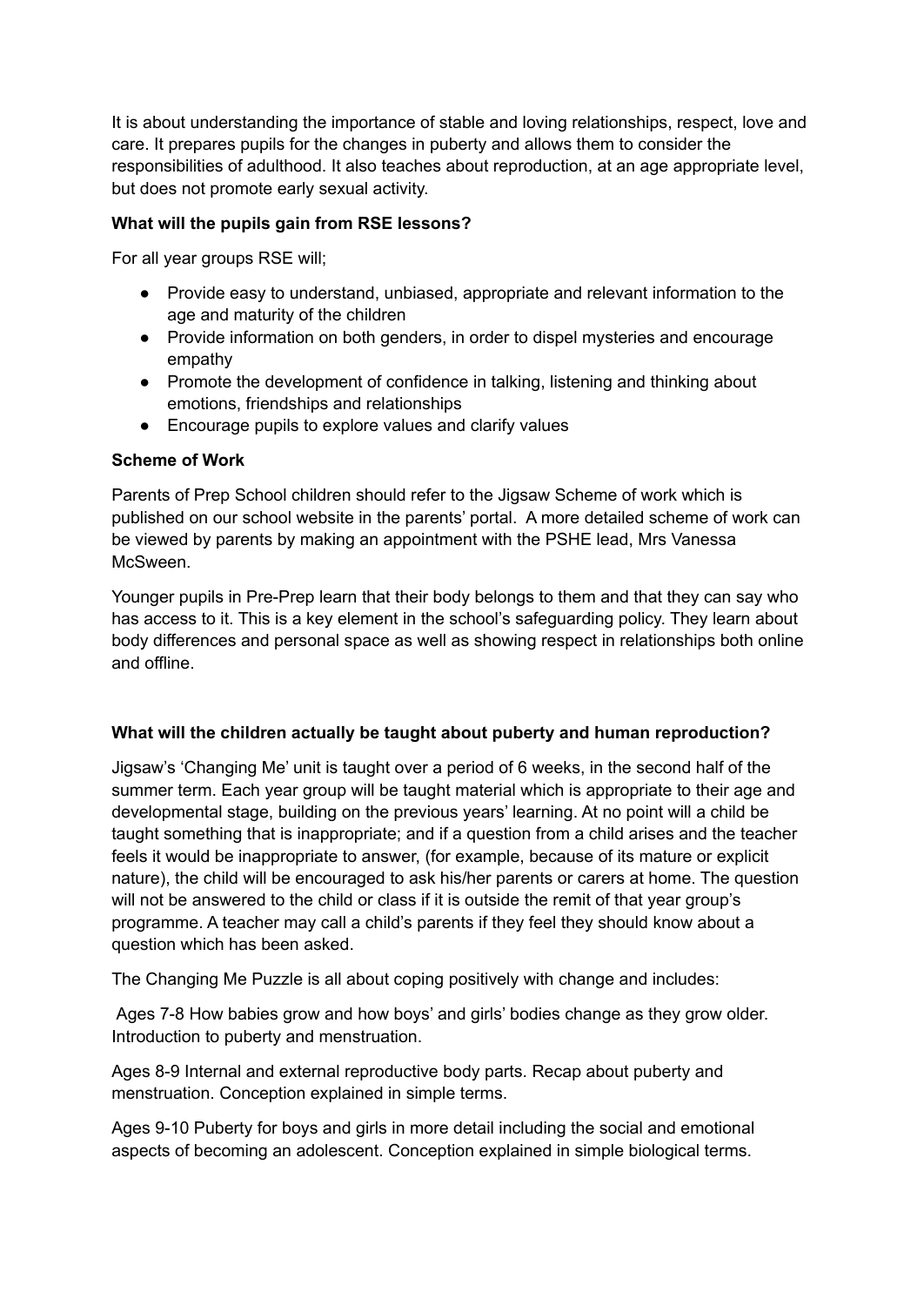It is about understanding the importance of stable and loving relationships, respect, love and care. It prepares pupils for the changes in puberty and allows them to consider the responsibilities of adulthood. It also teaches about reproduction, at an age appropriate level, but does not promote early sexual activity.

**What will the pupils gain from RSE lessons?**

For all year groups RSE will;

- Provide easy to understand, unbiased, appropriate and relevant information to the age and maturity of the children
- Provide information on both genders, in order to dispel mysteries and encourage empathy
- Promote the development of confidence in talking, listening and thinking about emotions, friendships and relationships
- Encourage pupils to explore values and clarify values

**Scheme of Work**

Parents of Prep School children should refer to the Jigsaw Scheme of work which is published on our school website in the parents' portal. A more detailed scheme of work can be viewed by parents by making an appointment with the PSHE lead, Mrs Vanessa McSween.

Younger pupils in Pre-Prep learn that their body belongs to them and that they can say who has access to it. This is a key element in the school's safeguarding policy. They learn about body differences and personal space as well as showing respect in relationships both online and offline.

**What will the children actually be taught about puberty and human reproduction?**

Jigsaw's 'Changing Me' unit is taught over a period of 6 weeks, in the second half of the summer term. Each year group will be taught material which is appropriate to their age and developmental stage, building on the previous years' learning. At no point will a child be taught something that is inappropriate; and if a question from a child arises and the teacher feels it would be inappropriate to answer, (for example, because of its mature or explicit nature), the child will be encouraged to ask his/her parents or carers at home. The question will not be answered to the child or class if it is outside the remit of that year group's programme. A teacher may call a child's parents if they feel they should know about a question which has been asked.

The Changing Me Puzzle is all about coping positively with change and includes:

Ages 7-8 How babies grow and how boys' and girls' bodies change as they grow older. Introduction to puberty and menstruation.

Ages 8-9 Internal and external reproductive body parts. Recap about puberty and menstruation. Conception explained in simple terms.

Ages 9-10 Puberty for boys and girls in more detail including the social and emotional aspects of becoming an adolescent. Conception explained in simple biological terms.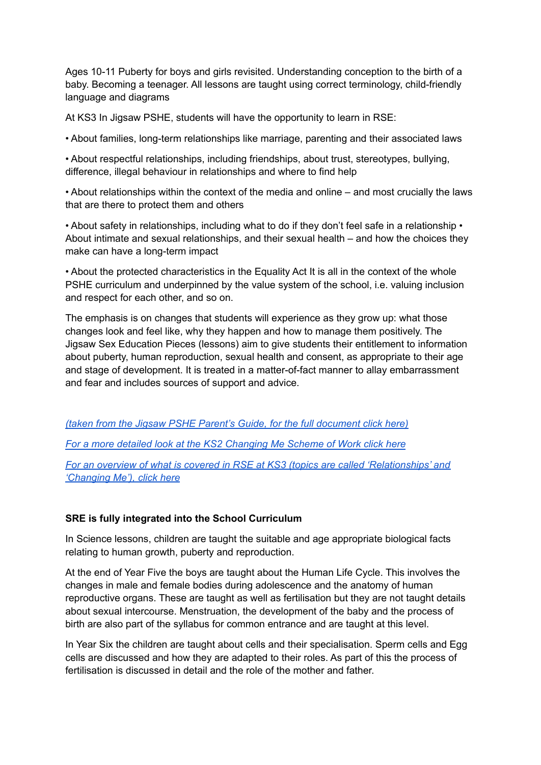Ages 10-11 Puberty for boys and girls revisited. Understanding conception to the birth of a baby. Becoming a teenager. All lessons are taught using correct terminology, child-friendly language and diagrams

At KS3 In Jigsaw PSHE, students will have the opportunity to learn in RSE:

• About families, long-term relationships like marriage, parenting and their associated laws

• About respectful relationships, including friendships, about trust, stereotypes, bullying, difference, illegal behaviour in relationships and where to find help

• About relationships within the context of the media and online – and most crucially the laws that are there to protect them and others

• About safety in relationships, including what to do if they don't feel safe in a relationship • About intimate and sexual relationships, and their sexual health – and how the choices they make can have a long-term impact

• About the protected characteristics in the Equality Act It is all in the context of the whole PSHE curriculum and underpinned by the value system of the school, i.e. valuing inclusion and respect for each other, and so on.

The emphasis is on changes that students will experience as they grow up: what those changes look and feel like, why they happen and how to manage them positively. The Jigsaw Sex Education Pieces (lessons) aim to give students their entitlement to information about puberty, human reproduction, sexual health and consent, as appropriate to their age and stage of development. It is treated in a matter-of-fact manner to allay embarrassment and fear and includes sources of support and advice.

*(taken from the Jigsaw PSHE Parent's Guide, for the full document click here)*

*For a more detailed look at the KS2 Changing Me Scheme of Work click here*

*For an overview of what is covered in RSE at KS3 (topics are called 'Relationships' and 'Changing Me'), click here*

**SRE is fully integrated into the School Curriculum**

In Science lessons, children are taught the suitable and age appropriate biological facts relating to human growth, puberty and reproduction.

At the end of Year Five the boys are taught about the Human Life Cycle. This involves the changes in male and female bodies during adolescence and the anatomy of human reproductive organs. These are taught as well as fertilisation but they are not taught details about sexual intercourse. Menstruation, the development of the baby and the process of birth are also part of the syllabus for common entrance and are taught at this level.

In Year Six the children are taught about cells and their specialisation. Sperm cells and Egg cells are discussed and how they are adapted to their roles. As part of this the process of fertilisation is discussed in detail and the role of the mother and father.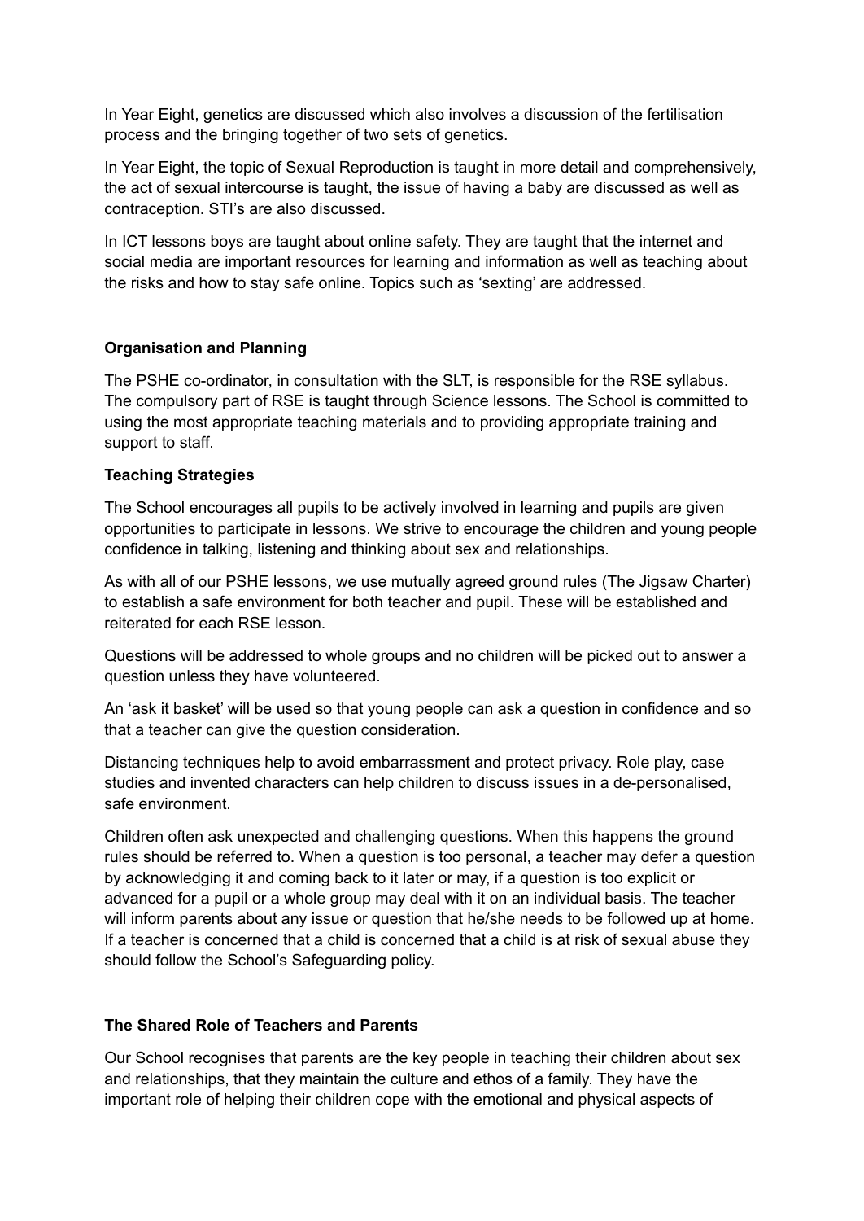In Year Eight, genetics are discussed which also involves a discussion of the fertilisation process and the bringing together of two sets of genetics.

In Year Eight, the topic of Sexual Reproduction is taught in more detail and comprehensively, the act of sexual intercourse is taught, the issue of having a baby are discussed as well as contraception. STI's are also discussed.

In ICT lessons boys are taught about online safety. They are taught that the internet and social media are important resources for learning and information as well as teaching about the risks and how to stay safe online. Topics such as 'sexting' are addressed.

**Organisation and Planning**

The PSHE co-ordinator, in consultation with the SLT, is responsible for the RSE syllabus. The compulsory part of RSE is taught through Science lessons. The School is committed to using the most appropriate teaching materials and to providing appropriate training and support to staff.

**Teaching Strategies**

The School encourages all pupils to be actively involved in learning and pupils are given opportunities to participate in lessons. We strive to encourage the children and young people confidence in talking, listening and thinking about sex and relationships.

As with all of our PSHE lessons, we use mutually agreed ground rules (The Jigsaw Charter) to establish a safe environment for both teacher and pupil. These will be established and reiterated for each RSE lesson.

Questions will be addressed to whole groups and no children will be picked out to answer a question unless they have volunteered.

An 'ask it basket' will be used so that young people can ask a question in confidence and so that a teacher can give the question consideration.

Distancing techniques help to avoid embarrassment and protect privacy. Role play, case studies and invented characters can help children to discuss issues in a de-personalised, safe environment.

Children often ask unexpected and challenging questions. When this happens the ground rules should be referred to. When a question is too personal, a teacher may defer a question by acknowledging it and coming back to it later or may, if a question is too explicit or advanced for a pupil or a whole group may deal with it on an individual basis. The teacher will inform parents about any issue or question that he/she needs to be followed up at home. If a teacher is concerned that a child is concerned that a child is at risk of sexual abuse they should follow the School's Safeguarding policy.

**The Shared Role of Teachers and Parents**

Our School recognises that parents are the key people in teaching their children about sex and relationships, that they maintain the culture and ethos of a family. They have the important role of helping their children cope with the emotional and physical aspects of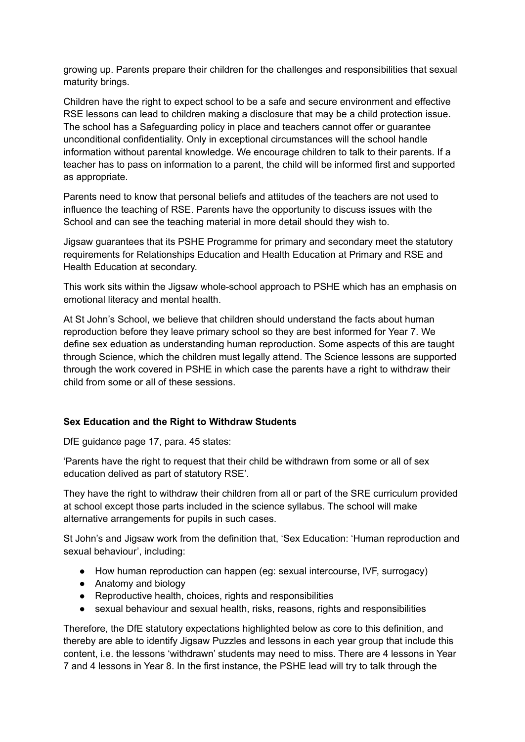growing up. Parents prepare their children for the challenges and responsibilities that sexual maturity brings.

Children have the right to expect school to be a safe and secure environment and effective RSE lessons can lead to children making a disclosure that may be a child protection issue. The school has a Safeguarding policy in place and teachers cannot offer or guarantee unconditional confidentiality. Only in exceptional circumstances will the school handle information without parental knowledge. We encourage children to talk to their parents. If a teacher has to pass on information to a parent, the child will be informed first and supported as appropriate.

Parents need to know that personal beliefs and attitudes of the teachers are not used to influence the teaching of RSE. Parents have the opportunity to discuss issues with the School and can see the teaching material in more detail should they wish to.

Jigsaw guarantees that its PSHE Programme for primary and secondary meet the statutory requirements for Relationships Education and Health Education at Primary and RSE and Health Education at secondary.

This work sits within the Jigsaw whole-school approach to PSHE which has an emphasis on emotional literacy and mental health.

At St John's School, we believe that children should understand the facts about human reproduction before they leave primary school so they are best informed for Year 7. We define sex eduation as understanding human reproduction. Some aspects of this are taught through Science, which the children must legally attend. The Science lessons are supported through the work covered in PSHE in which case the parents have a right to withdraw their child from some or all of these sessions.

**Sex Education and the Right to Withdraw Students**

DfE guidance page 17, para. 45 states:

'Parents have the right to request that their child be withdrawn from some or all of sex education delived as part of statutory RSE'.

They have the right to withdraw their children from all or part of the SRE curriculum provided at school except those parts included in the science syllabus. The school will make alternative arrangements for pupils in such cases.

St John's and Jigsaw work from the definition that, 'Sex Education: 'Human reproduction and sexual behaviour', including:

- How human reproduction can happen (eg: sexual intercourse, IVF, surrogacy)
- Anatomy and biology
- Reproductive health, choices, rights and responsibilities
- sexual behaviour and sexual health, risks, reasons, rights and responsibilities

Therefore, the DfE statutory expectations highlighted below as core to this definition, and thereby are able to identify Jigsaw Puzzles and lessons in each year group that include this content, i.e. the lessons 'withdrawn' students may need to miss. There are 4 lessons in Year 7 and 4 lessons in Year 8. In the first instance, the PSHE lead will try to talk through the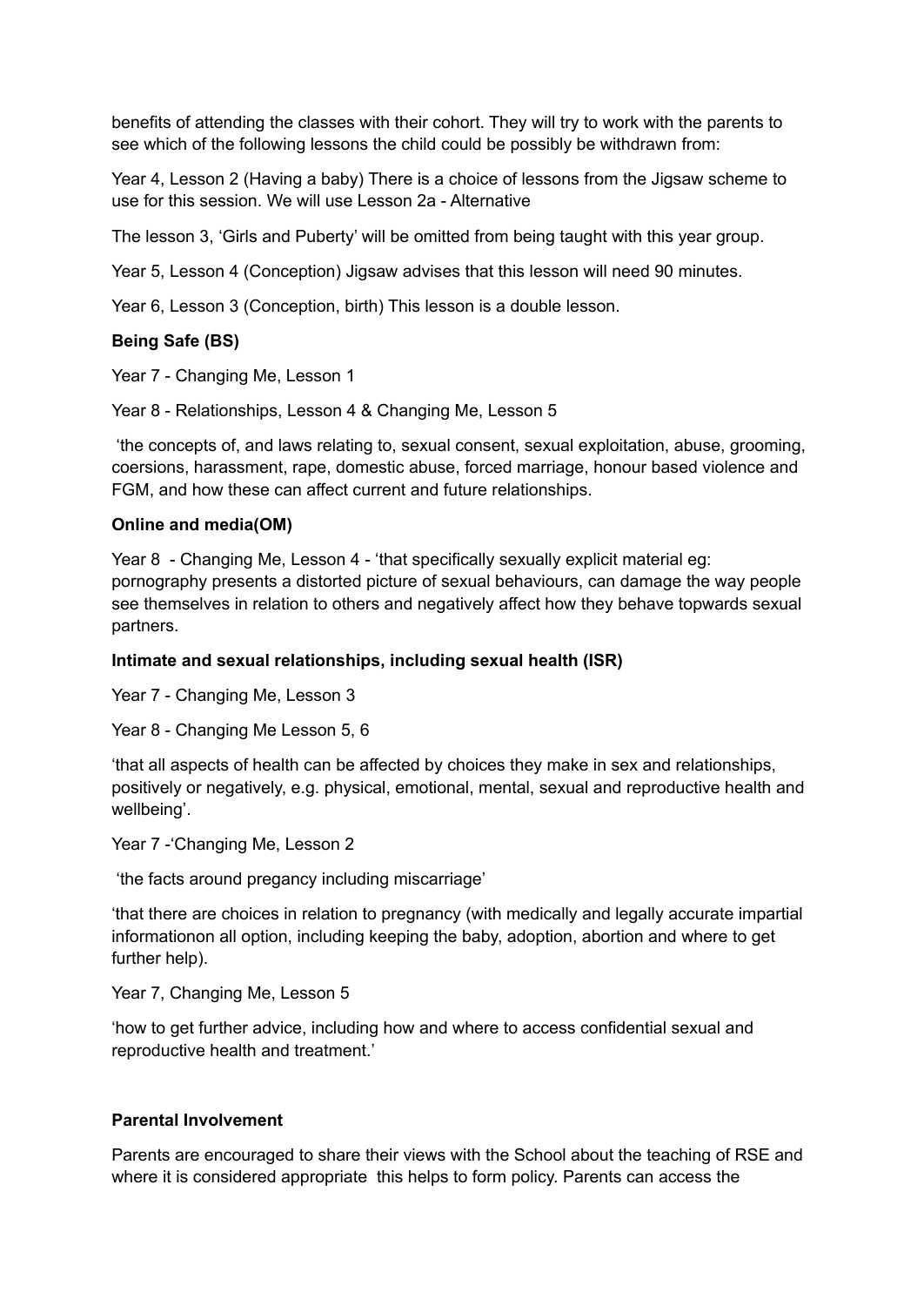benefits of attending the classes with their cohort. They will try to work with the parents to see which of the following lessons the child could be possibly be withdrawn from:

Year 4, Lesson 2 (Having a baby) There is a choice of lessons from the Jigsaw scheme to use for this session. We will use Lesson 2a - Alternative

The lesson 3, 'Girls and Puberty' will be omitted from being taught with this year group.

Year 5, Lesson 4 (Conception) Jigsaw advises that this lesson will need 90 minutes.

Year 6, Lesson 3 (Conception, birth) This lesson is a double lesson.

**Being Safe (BS)**

Year 7 - Changing Me, Lesson 1

Year 8 - Relationships, Lesson 4 & Changing Me, Lesson 5

'the concepts of, and laws relating to, sexual consent, sexual exploitation, abuse, grooming, coersions, harassment, rape, domestic abuse, forced marriage, honour based violence and FGM, and how these can affect current and future relationships.

**Online and media(OM)**

Year 8 - Changing Me, Lesson 4 - 'that specifically sexually explicit material eg: pornography presents a distorted picture of sexual behaviours, can damage the way people see themselves in relation to others and negatively affect how they behave topwards sexual partners.

**Intimate and sexual relationships, including sexual health (ISR)**

Year 7 - Changing Me, Lesson 3

Year 8 - Changing Me Lesson 5, 6

'that all aspects of health can be affected by choices they make in sex and relationships, positively or negatively, e.g. physical, emotional, mental, sexual and reproductive health and wellbeing'.

Year 7 -'Changing Me, Lesson 2

'the facts around pregancy including miscarriage'

'that there are choices in relation to pregnancy (with medically and legally accurate impartial informationon all option, including keeping the baby, adoption, abortion and where to get further help).

Year 7, Changing Me, Lesson 5

'how to get further advice, including how and where to access confidential sexual and reproductive health and treatment.'

**Parental Involvement**

Parents are encouraged to share their views with the School about the teaching of RSE and where it is considered appropriate this helps to form policy. Parents can access the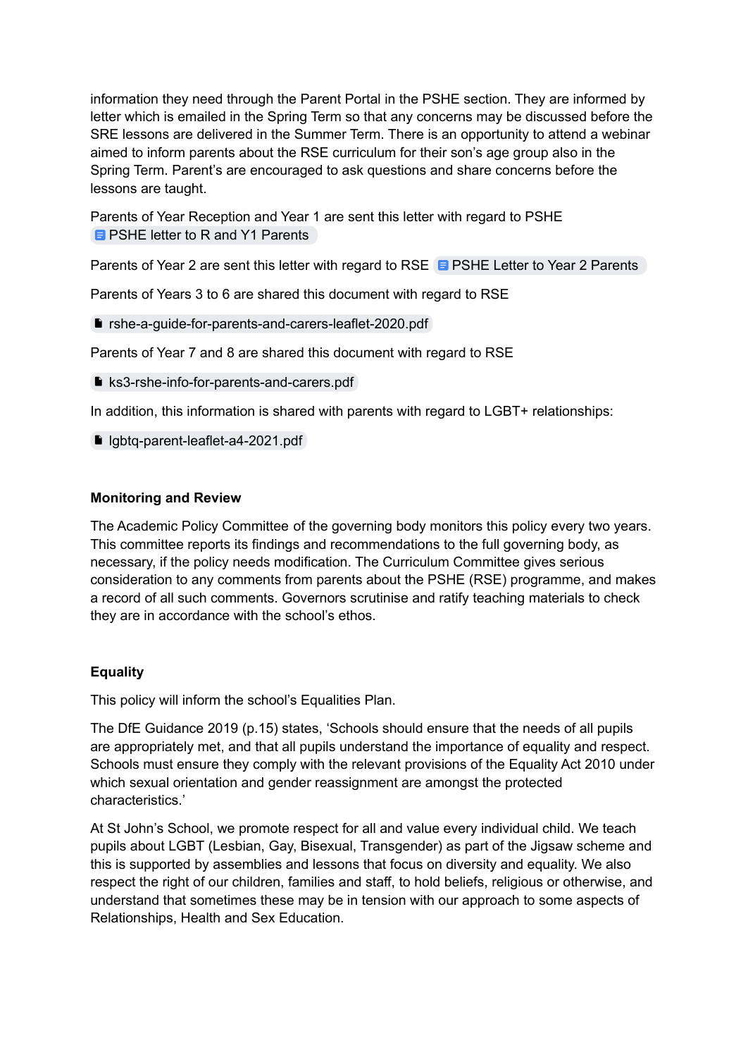information they need through the Parent Portal in the PSHE section. They are informed by letter which is emailed in the Spring Term so that any concerns may be discussed before the SRE lessons are delivered in the Summer Term. There is an opportunity to attend a webinar aimed to inform parents about the RSE curriculum for their son's age group also in the Spring Term. Parent's are encouraged to ask questions and share concerns before the lessons are taught.

Parents of Year Reception and Year 1 are sent this letter with regard to PSHE PSHE letter to R and Y1 Parents

Parents of Year 2 are sent this letter with regard to RSE PSHE Letter to Year 2 Parents

Parents of Years 3 to 6 are shared this document with regard to RSE

rshe-a-guide-for-parents-and-carers-leaflet-2020.pdf

Parents of Year 7 and 8 are shared this document with regard to RSE

ks3-rshe-info-for-parents-and-carers.pdf

In addition, this information is shared with parents with regard to LGBT+ relationships:

lgbtq-parent-leaflet-a4-2021.pdf

**Monitoring and Review**

The Academic Policy Committee of the governing body monitors this policy every two years. This committee reports its findings and recommendations to the full governing body, as necessary, if the policy needs modification. The Curriculum Committee gives serious consideration to any comments from parents about the PSHE (RSE) programme, and makes a record of all such comments. Governors scrutinise and ratify teaching materials to check they are in accordance with the school's ethos.

**Equality**

This policy will inform the school's Equalities Plan.

The DfE Guidance 2019 (p.15) states, 'Schools should ensure that the needs of all pupils are appropriately met, and that all pupils understand the importance of equality and respect. Schools must ensure they comply with the relevant provisions of the Equality Act 2010 under which sexual orientation and gender reassignment are amongst the protected characteristics.'

At St John's School, we promote respect for all and value every individual child. We teach pupils about LGBT (Lesbian, Gay, Bisexual, Transgender) as part of the Jigsaw scheme and this is supported by assemblies and lessons that focus on diversity and equality. We also respect the right of our children, families and staff, to hold beliefs, religious or otherwise, and understand that sometimes these may be in tension with our approach to some aspects of Relationships, Health and Sex Education.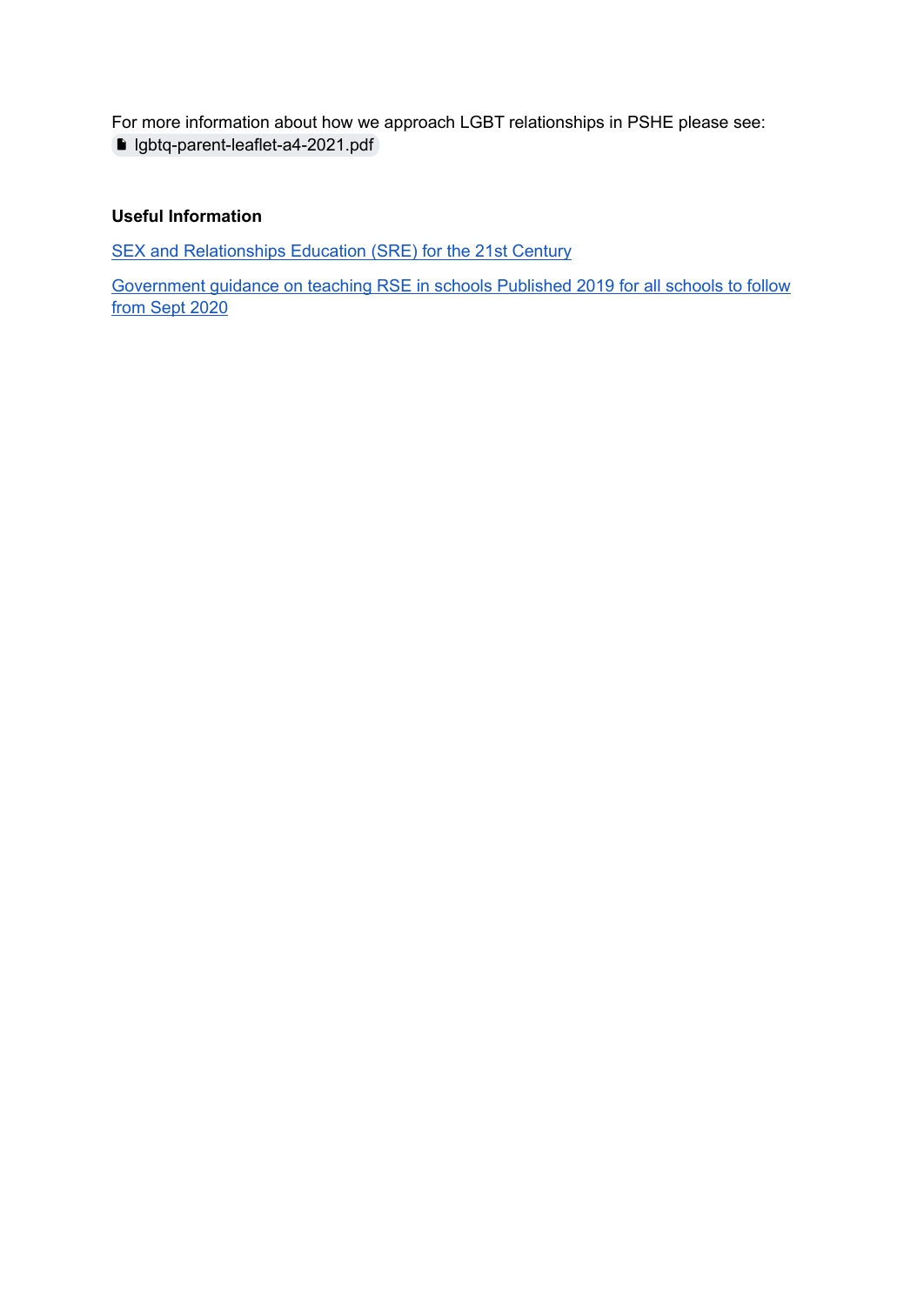For more information about how we approach LGBT relationships in PSHE please see:
lgbtq-parent-leaflet-a4-2021.pdf

**Useful Information**

SEX and Relationships Education (SRE) for the 21st Century

Government guidance on teaching RSE in schools Published 2019 for all schools to follow from Sept 2020